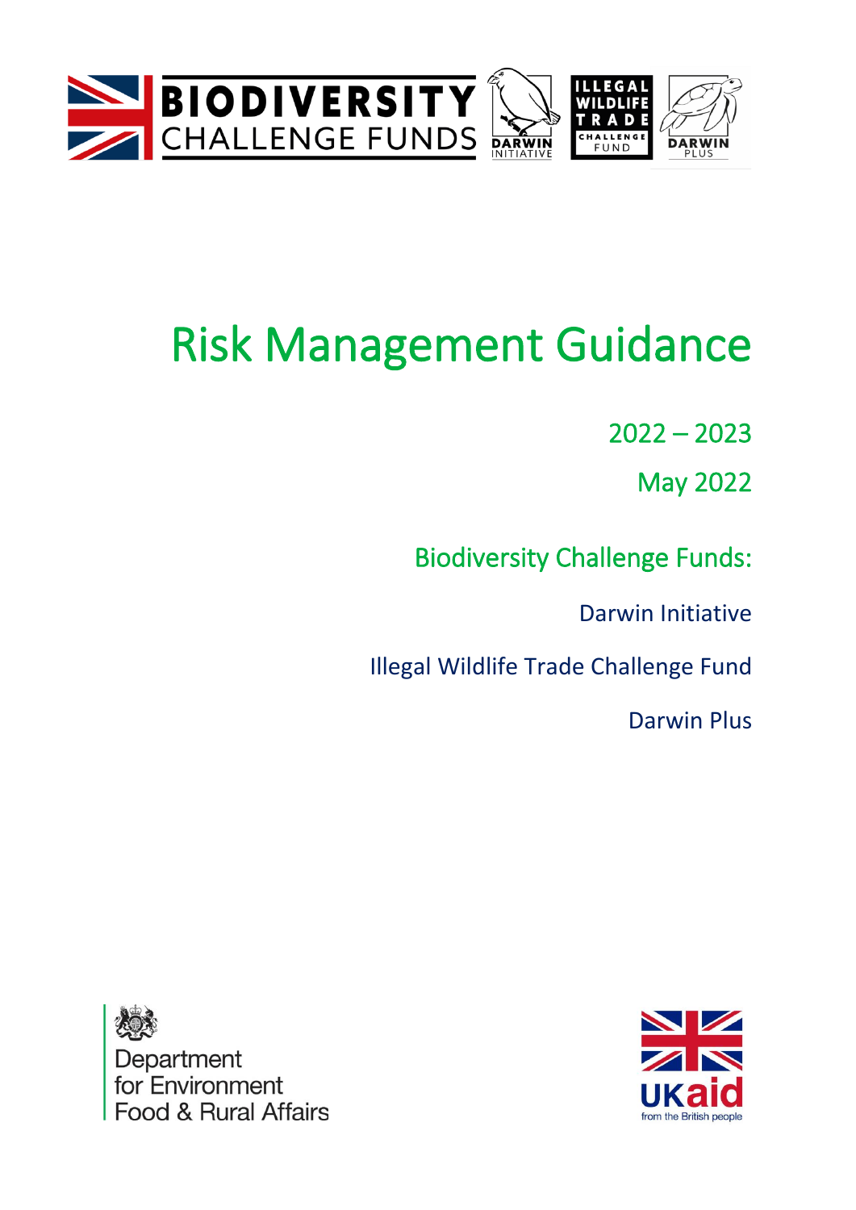# Risk Management Guidance

2022 – 2023

May 2022

Biodiversity Challenge Funds:

Darwin Initiative

Illegal Wildlife Trade Challenge Fund

Darwin Plus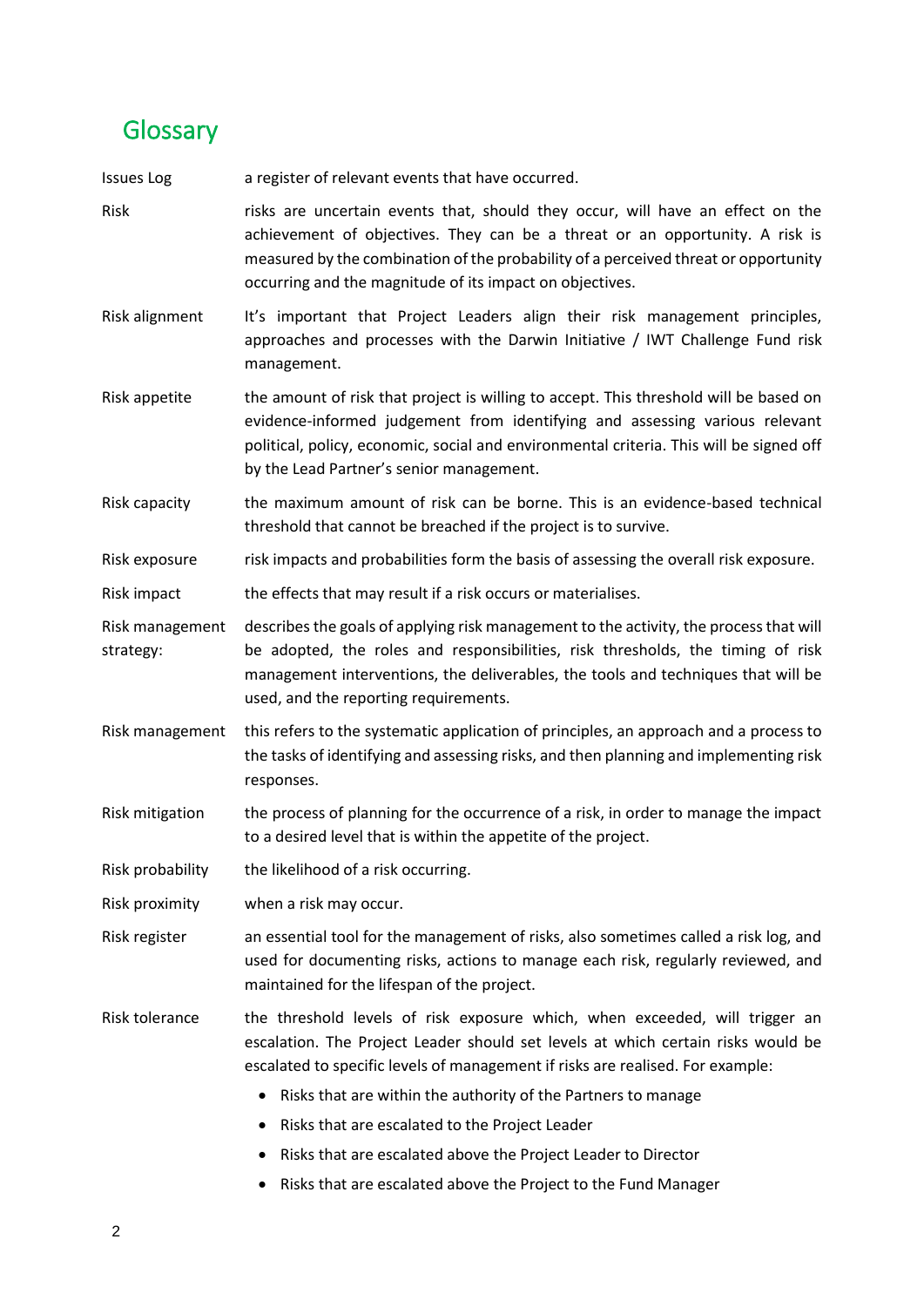## Glossary

**Issues Log** a register of relevant events that have occurred.

**Risk** risks are uncertain events that, should they occur, will have an effect on the achievement of objectives. They can be a threat or an opportunity. A risk is measured by the combination of the probability of a perceived threat or opportunity occurring and the magnitude of its impact on objectives.

**Risk alignment** It's important that Project Leaders align their risk management principles, approaches and processes with the Darwin Initiative / IWT Challenge Fund risk management.

**Risk appetite** the amount of risk that project is willing to accept. This threshold will be based on evidence-informed judgement from identifying and assessing various relevant political, policy, economic, social and environmental criteria. This will be signed off by the Lead Partner's senior management.

**Risk capacity** the maximum amount of risk can be borne. This is an evidence-based technical threshold that cannot be breached if the project is to survive.

**Risk exposure** risk impacts and probabilities form the basis of assessing the overall risk exposure.

**Risk impact** the effects that may result if a risk occurs or materialises.

**Risk management strategy:** describes the goals of applying risk management to the activity, the process that will be adopted, the roles and responsibilities, risk thresholds, the timing of risk management interventions, the deliverables, the tools and techniques that will be used, and the reporting requirements.

**Risk management** this refers to the systematic application of principles, an approach and a process to the tasks of identifying and assessing risks, and then planning and implementing risk responses.

**Risk mitigation** the process of planning for the occurrence of a risk, in order to manage the impact to a desired level that is within the appetite of the project.

**Risk probability** the likelihood of a risk occurring.

**Risk proximity** when a risk may occur.

**Risk register** an essential tool for the management of risks, also sometimes called a risk log, and used for documenting risks, actions to manage each risk, regularly reviewed, and maintained for the lifespan of the project.

**Risk tolerance** the threshold levels of risk exposure which, when exceeded, will trigger an escalation. The Project Leader should set levels at which certain risks would be escalated to specific levels of management if risks are realised. For example:

- Risks that are within the authority of the Partners to manage
- Risks that are escalated to the Project Leader
- Risks that are escalated above the Project Leader to Director
- Risks that are escalated above the Project to the Fund Manager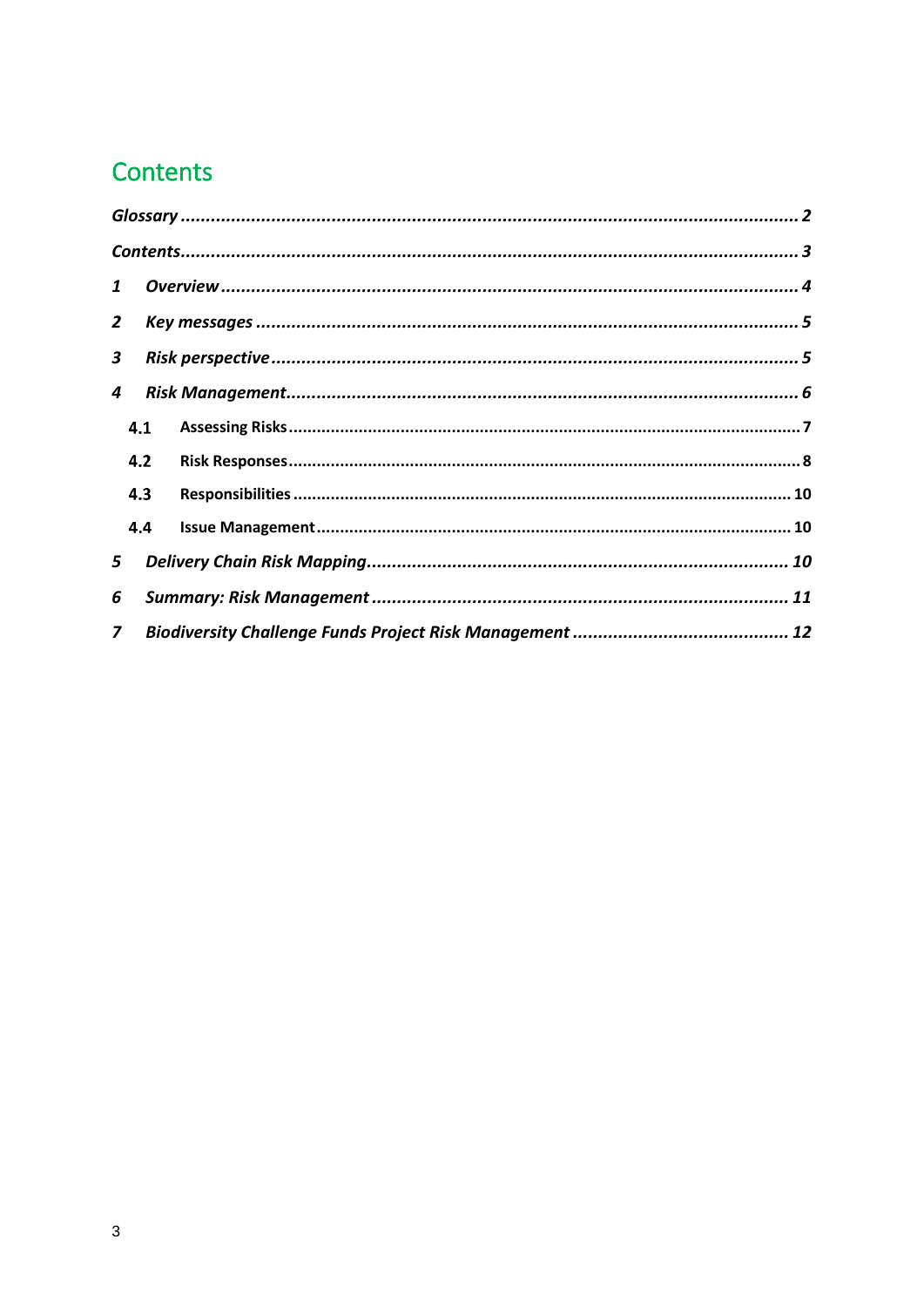# Contents

*Glossary* ........................................................................................................................ *2*

*Contents*........................................................................................................................ *3*

*1 Overview* ...................................................................................................................... *4*

*2 Key messages* ................................................................................................................ *5*

*3 Risk perspective* ........................................................................................................... *5*

*4 Risk Management*........................................................................................................... *6*

**4.1 Assessing Risks** ........................................................................................................... **7**

**4.2 Risk Responses** ........................................................................................................... **8**

**4.3 Responsibilities** ........................................................................................................ **10**

**4.4 Issue Management** .................................................................................................... **10**

*5 Delivery Chain Risk Mapping*..................................................................................... *10*

*6 Summary: Risk Management* ..................................................................................... *11*

*7 Biodiversity Challenge Funds Project Risk Management* ........................................... *12*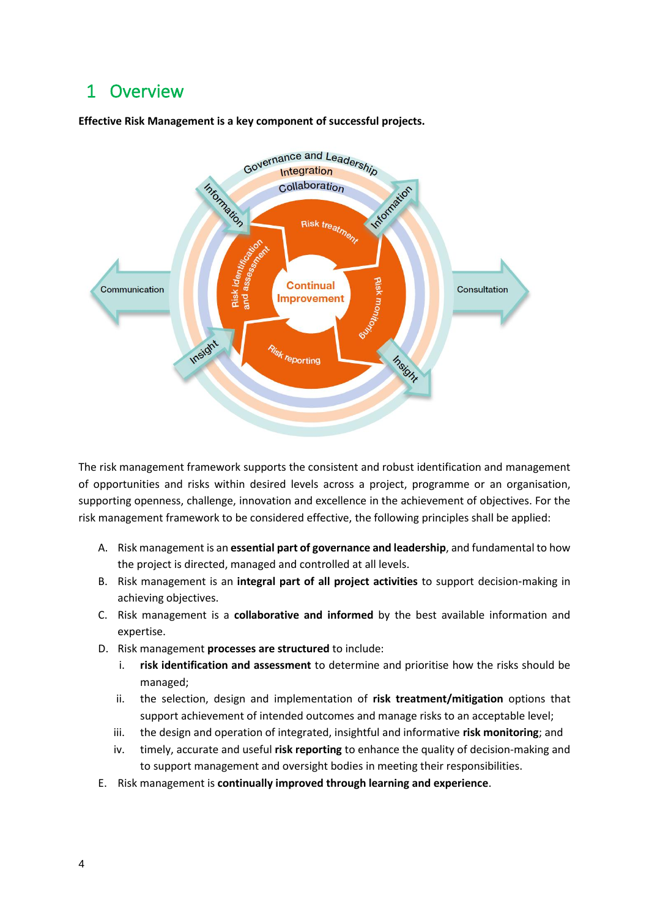# 1 Overview

**Effective Risk Management is a key component of successful projects.**

The risk management framework supports the consistent and robust identification and management of opportunities and risks within desired levels across a project, programme or an organisation, supporting openness, challenge, innovation and excellence in the achievement of objectives. For the risk management framework to be considered effective, the following principles shall be applied:

A. Risk management is an **essential part of governance and leadership**, and fundamental to how the project is directed, managed and controlled at all levels.

B. Risk management is an **integral part of all project activities** to support decision-making in achieving objectives.

C. Risk management is a **collaborative and informed** by the best available information and expertise.

D. Risk management **processes are structured** to include:

   i. **risk identification and assessment** to determine and prioritise how the risks should be managed;

   ii. the selection, design and implementation of **risk treatment/mitigation** options that support achievement of intended outcomes and manage risks to an acceptable level;

   iii. the design and operation of integrated, insightful and informative **risk monitoring**; and

   iv. timely, accurate and useful **risk reporting** to enhance the quality of decision-making and to support management and oversight bodies in meeting their responsibilities.

E. Risk management is **continually improved through learning and experience**.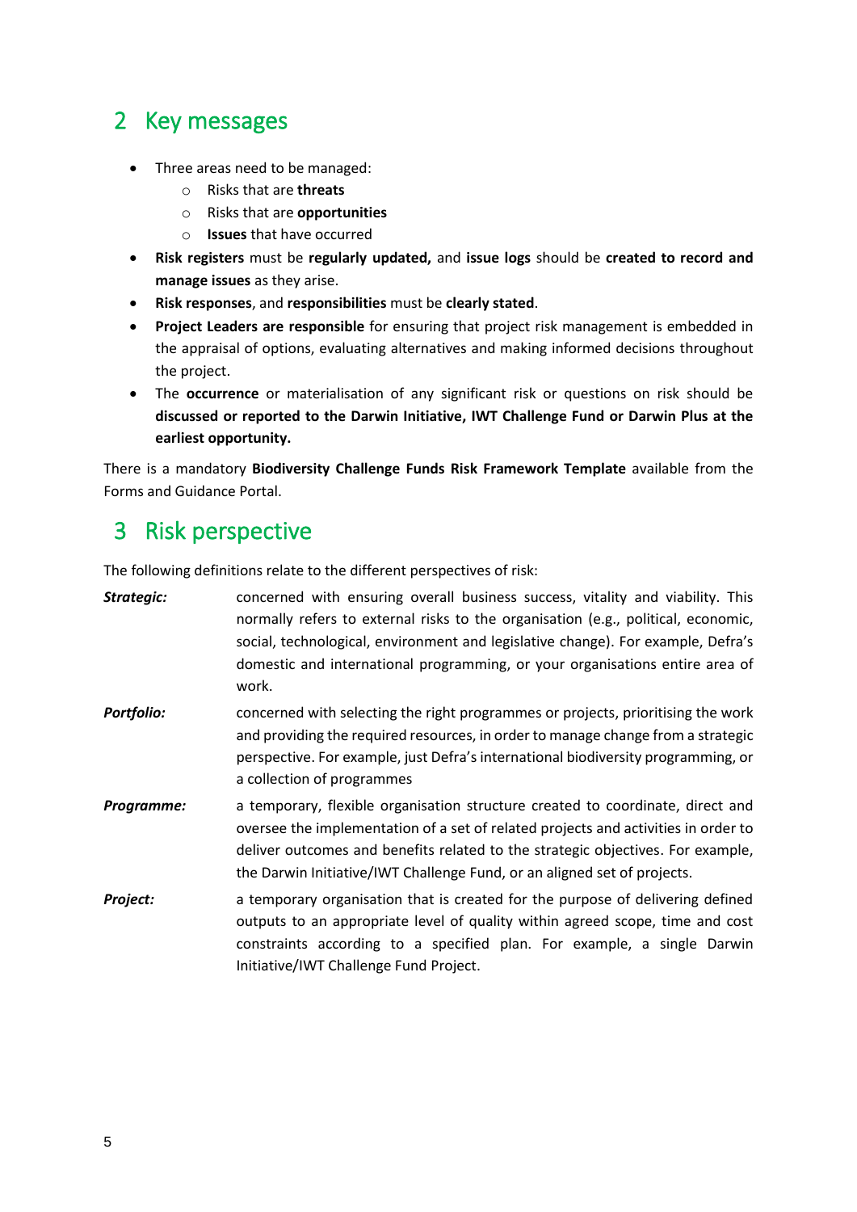## 2 Key messages

- Three areas need to be managed:
    - Risks that are **threats**
    - Risks that are **opportunities**
    - **Issues** that have occurred
- **Risk registers** must be **regularly updated,** and **issue logs** should be **created to record and manage issues** as they arise.
- **Risk responses**, and **responsibilities** must be **clearly stated**.
- **Project Leaders are responsible** for ensuring that project risk management is embedded in the appraisal of options, evaluating alternatives and making informed decisions throughout the project.
- The **occurrence** or materialisation of any significant risk or questions on risk should be **discussed or reported to the Darwin Initiative, IWT Challenge Fund or Darwin Plus at the earliest opportunity.**

There is a mandatory **Biodiversity Challenge Funds Risk Framework Template** available from the Forms and Guidance Portal.

## 3 Risk perspective

The following definitions relate to the different perspectives of risk:

***Strategic:*** concerned with ensuring overall business success, vitality and viability. This normally refers to external risks to the organisation (e.g., political, economic, social, technological, environment and legislative change). For example, Defra's domestic and international programming, or your organisations entire area of work.

***Portfolio:*** concerned with selecting the right programmes or projects, prioritising the work and providing the required resources, in order to manage change from a strategic perspective. For example, just Defra's international biodiversity programming, or a collection of programmes

***Programme:*** a temporary, flexible organisation structure created to coordinate, direct and oversee the implementation of a set of related projects and activities in order to deliver outcomes and benefits related to the strategic objectives. For example, the Darwin Initiative/IWT Challenge Fund, or an aligned set of projects.

***Project:*** a temporary organisation that is created for the purpose of delivering defined outputs to an appropriate level of quality within agreed scope, time and cost constraints according to a specified plan. For example, a single Darwin Initiative/IWT Challenge Fund Project.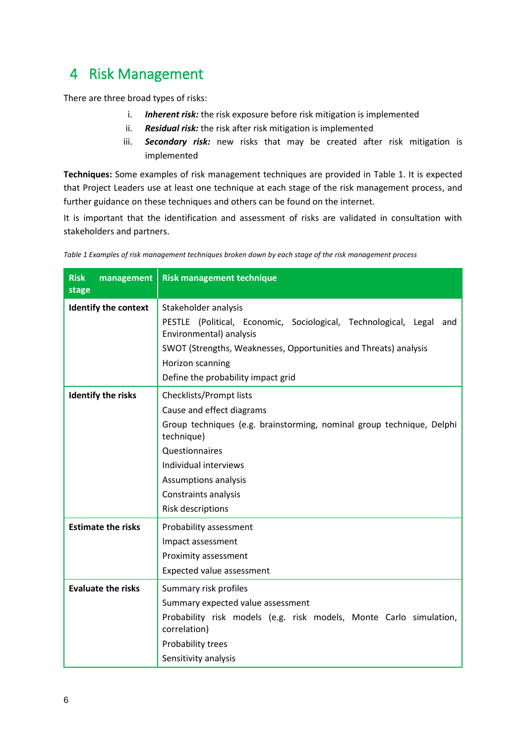# 4 Risk Management

There are three broad types of risks:

i. ***Inherent risk:*** the risk exposure before risk mitigation is implemented
ii. ***Residual risk:*** the risk after risk mitigation is implemented
iii. ***Secondary risk:*** new risks that may be created after risk mitigation is implemented

**Techniques:** Some examples of risk management techniques are provided in Table 1. It is expected that Project Leaders use at least one technique at each stage of the risk management process, and further guidance on these techniques and others can be found on the internet.

It is important that the identification and assessment of risks are validated in consultation with stakeholders and partners.

*Table 1 Examples of risk management techniques broken down by each stage of the risk management process*

| Risk management stage | Risk management technique |
|---|---|
| **Identify the context** | Stakeholder analysis<br>PESTLE (Political, Economic, Sociological, Technological, Legal and Environmental) analysis<br>SWOT (Strengths, Weaknesses, Opportunities and Threats) analysis<br>Horizon scanning<br>Define the probability impact grid |
| **Identify the risks** | Checklists/Prompt lists<br>Cause and effect diagrams<br>Group techniques (e.g. brainstorming, nominal group technique, Delphi technique)<br>Questionnaires<br>Individual interviews<br>Assumptions analysis<br>Constraints analysis<br>Risk descriptions |
| **Estimate the risks** | Probability assessment<br>Impact assessment<br>Proximity assessment<br>Expected value assessment |
| **Evaluate the risks** | Summary risk profiles<br>Summary expected value assessment<br>Probability risk models (e.g. risk models, Monte Carlo simulation, correlation)<br>Probability trees<br>Sensitivity analysis |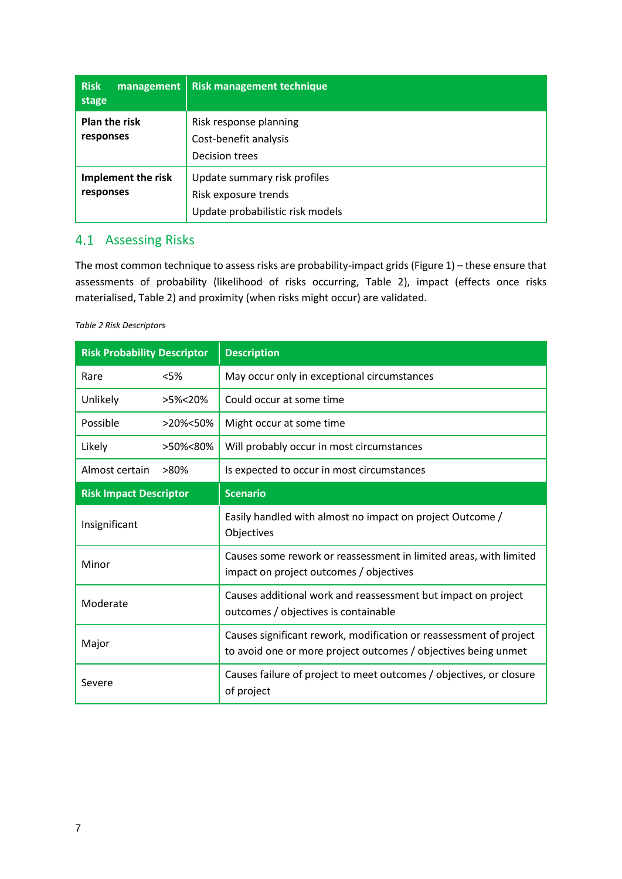| Risk management stage | Risk management technique |
| --- | --- |
| **Plan the risk responses** | Risk response planning<br>Cost-benefit analysis<br>Decision trees |
| **Implement the risk responses** | Update summary risk profiles<br>Risk exposure trends<br>Update probabilistic risk models |

## 4.1 Assessing Risks

The most common technique to assess risks are probability-impact grids (Figure 1) – these ensure that assessments of probability (likelihood of risks occurring, Table 2), impact (effects once risks materialised, Table 2) and proximity (when risks might occur) are validated.

*Table 2 Risk Descriptors*

| Risk Probability Descriptor | | Description |
| --- | --- | --- |
| Rare | <5% | May occur only in exceptional circumstances |
| Unlikely | >5%<20% | Could occur at some time |
| Possible | >20%<50% | Might occur at some time |
| Likely | >50%<80% | Will probably occur in most circumstances |
| Almost certain | >80% | Is expected to occur in most circumstances |
| **Risk Impact Descriptor** | | **Scenario** |
| Insignificant | | Easily handled with almost no impact on project Outcome / Objectives |
| Minor | | Causes some rework or reassessment in limited areas, with limited impact on project outcomes / objectives |
| Moderate | | Causes additional work and reassessment but impact on project outcomes / objectives is containable |
| Major | | Causes significant rework, modification or reassessment of project to avoid one or more project outcomes / objectives being unmet |
| Severe | | Causes failure of project to meet outcomes / objectives, or closure of project |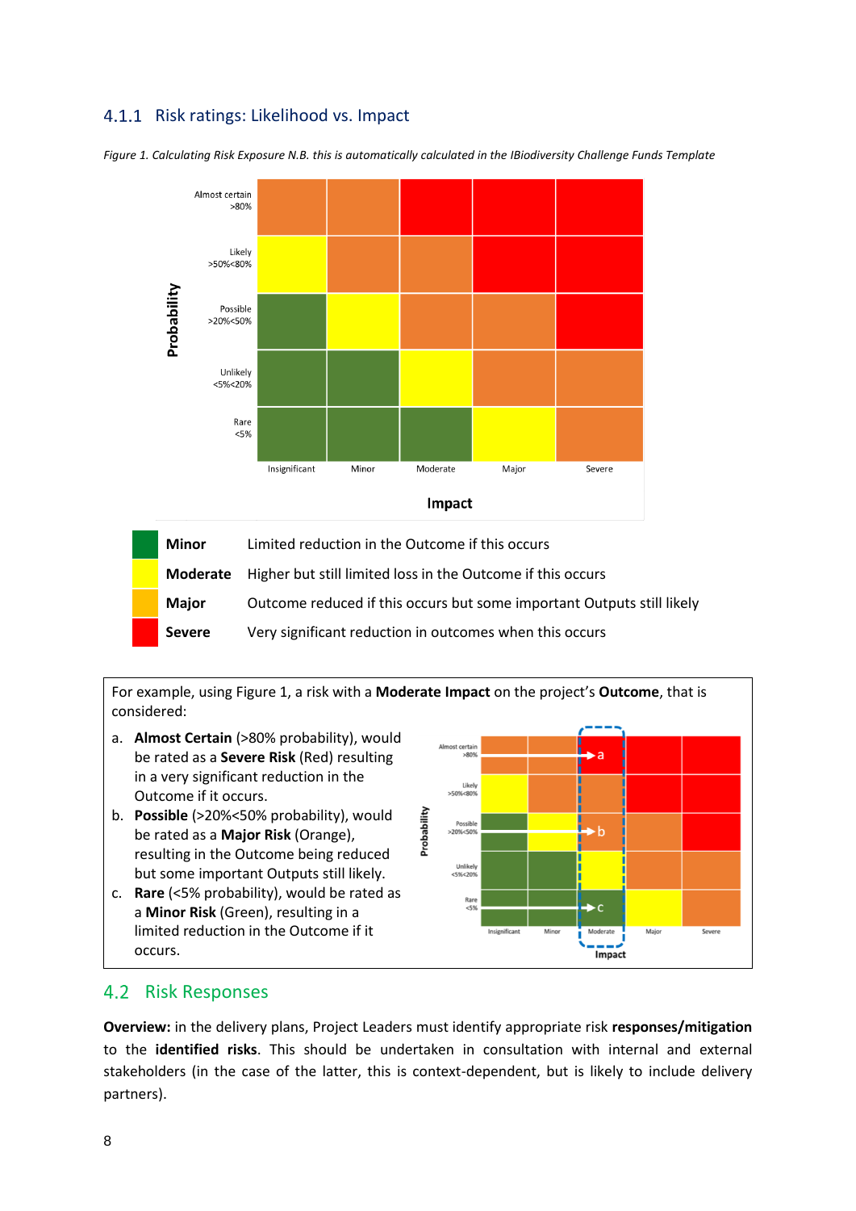### 4.1.1 Risk ratings: Likelihood vs. Impact

*Figure 1. Calculating Risk Exposure N.B. this is automatically calculated in the IBiodiversity Challenge Funds Template*

| Probability | Insignificant | Minor | Moderate | Major | Severe |
|---|---|---|---|---|---|
| Almost certain >80% | Major (Orange) | Major (Orange) | Severe (Red) | Severe (Red) | Severe (Red) |
| Likely >50%<80% | Moderate (Yellow) | Major (Orange) | Major (Orange) | Severe (Red) | Severe (Red) |
| Possible >20%<50% | Minor (Green) | Moderate (Yellow) | Major (Orange) | Major (Orange) | Severe (Red) |
| Unlikely <5%<20% | Minor (Green) | Minor (Green) | Moderate (Yellow) | Major (Orange) | Major (Orange) |
| Rare <5% | Minor (Green) | Minor (Green) | Minor (Green) | Moderate (Yellow) | Major (Orange) |

Impact

| | |
|---|---|
| **Minor** | Limited reduction in the Outcome if this occurs |
| **Moderate** | Higher but still limited loss in the Outcome if this occurs |
| **Major** | Outcome reduced if this occurs but some important Outputs still likely |
| **Severe** | Very significant reduction in outcomes when this occurs |

For example, using Figure 1, a risk with a **Moderate Impact** on the project's **Outcome**, that is considered:

a. **Almost Certain** (>80% probability), would be rated as a **Severe Risk** (Red) resulting in a very significant reduction in the Outcome if it occurs.
b. **Possible** (>20%<50% probability), would be rated as a **Major Risk** (Orange), resulting in the Outcome being reduced but some important Outputs still likely.
c. **Rare** (<5% probability), would be rated as a **Minor Risk** (Green), resulting in a limited reduction in the Outcome if it occurs.

## 4.2 Risk Responses

**Overview:** in the delivery plans, Project Leaders must identify appropriate risk **responses/mitigation** to the **identified risks**. This should be undertaken in consultation with internal and external stakeholders (in the case of the latter, this is context-dependent, but is likely to include delivery partners).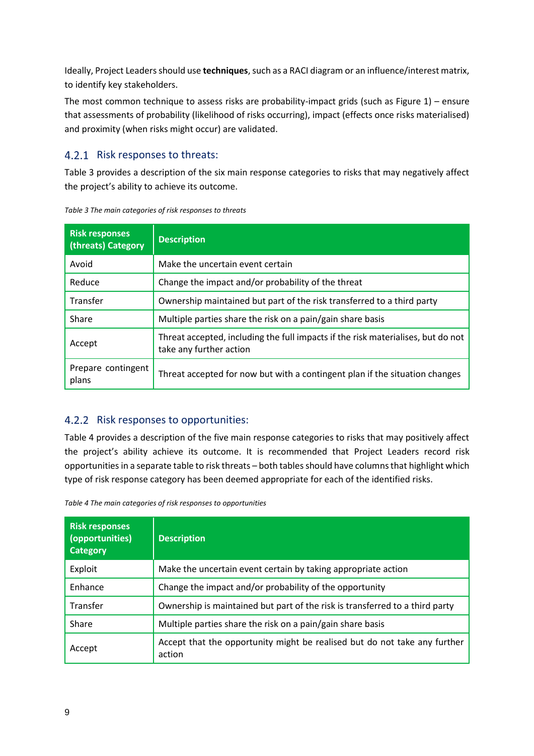Ideally, Project Leaders should use **techniques**, such as a RACI diagram or an influence/interest matrix, to identify key stakeholders.

The most common technique to assess risks are probability-impact grids (such as Figure 1) – ensure that assessments of probability (likelihood of risks occurring), impact (effects once risks materialised) and proximity (when risks might occur) are validated.

### 4.2.1 Risk responses to threats:

Table 3 provides a description of the six main response categories to risks that may negatively affect the project's ability to achieve its outcome.

*Table 3 The main categories of risk responses to threats*

| Risk responses (threats) Category | Description |
|---|---|
| Avoid | Make the uncertain event certain |
| Reduce | Change the impact and/or probability of the threat |
| Transfer | Ownership maintained but part of the risk transferred to a third party |
| Share | Multiple parties share the risk on a pain/gain share basis |
| Accept | Threat accepted, including the full impacts if the risk materialises, but do not take any further action |
| Prepare contingent plans | Threat accepted for now but with a contingent plan if the situation changes |

### 4.2.2 Risk responses to opportunities:

Table 4 provides a description of the five main response categories to risks that may positively affect the project's ability achieve its outcome. It is recommended that Project Leaders record risk opportunities in a separate table to risk threats – both tables should have columns that highlight which type of risk response category has been deemed appropriate for each of the identified risks.

*Table 4 The main categories of risk responses to opportunities*

| Risk responses (opportunities) Category | Description |
|---|---|
| Exploit | Make the uncertain event certain by taking appropriate action |
| Enhance | Change the impact and/or probability of the opportunity |
| Transfer | Ownership is maintained but part of the risk is transferred to a third party |
| Share | Multiple parties share the risk on a pain/gain share basis |
| Accept | Accept that the opportunity might be realised but do not take any further action |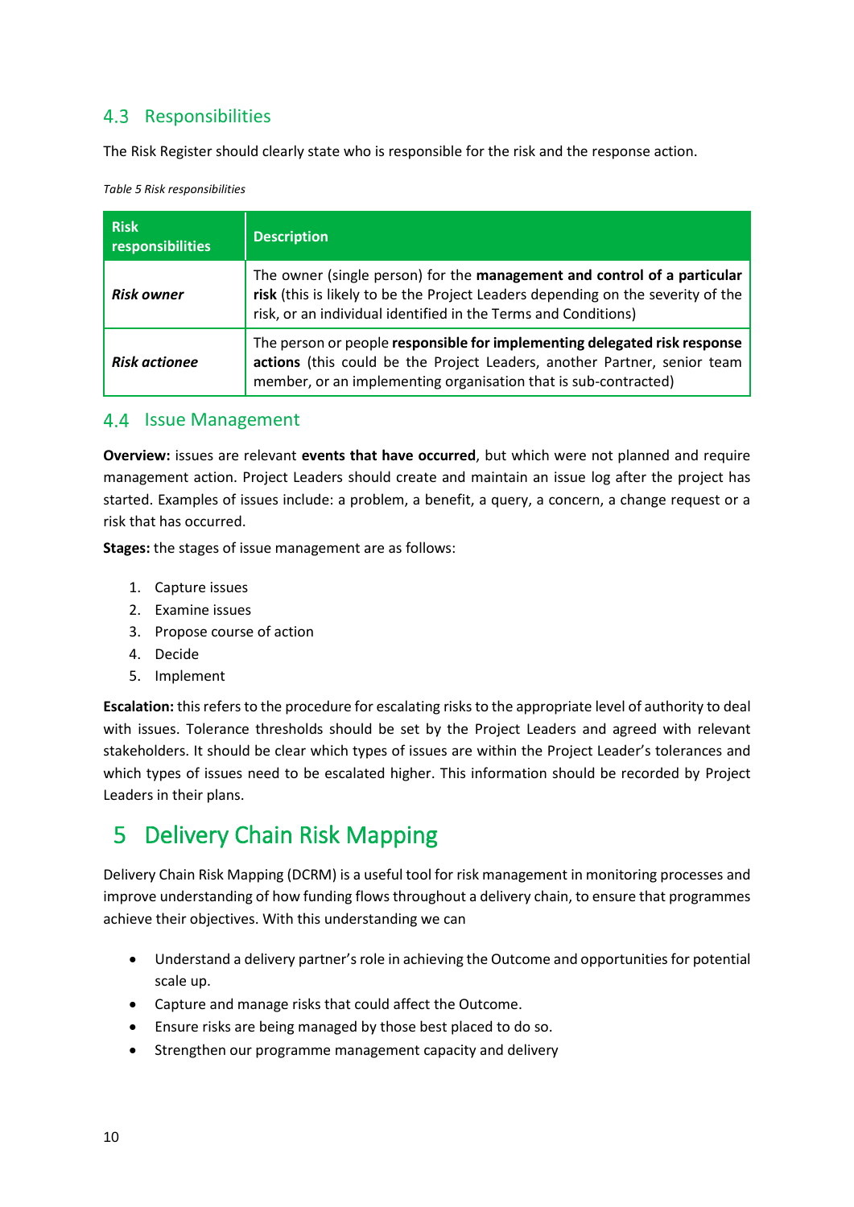## 4.3 Responsibilities

The Risk Register should clearly state who is responsible for the risk and the response action.

*Table 5 Risk responsibilities*

| Risk responsibilities | Description |
|---|---|
| ***Risk owner*** | The owner (single person) for the **management and control of a particular risk** (this is likely to be the Project Leaders depending on the severity of the risk, or an individual identified in the Terms and Conditions) |
| ***Risk actionee*** | The person or people **responsible for implementing delegated risk response actions** (this could be the Project Leaders, another Partner, senior team member, or an implementing organisation that is sub-contracted) |

## 4.4 Issue Management

**Overview:** issues are relevant **events that have occurred**, but which were not planned and require management action. Project Leaders should create and maintain an issue log after the project has started. Examples of issues include: a problem, a benefit, a query, a concern, a change request or a risk that has occurred.

**Stages:** the stages of issue management are as follows:

1. Capture issues
2. Examine issues
3. Propose course of action
4. Decide
5. Implement

**Escalation:** this refers to the procedure for escalating risks to the appropriate level of authority to deal with issues. Tolerance thresholds should be set by the Project Leaders and agreed with relevant stakeholders. It should be clear which types of issues are within the Project Leader's tolerances and which types of issues need to be escalated higher. This information should be recorded by Project Leaders in their plans.

# 5 Delivery Chain Risk Mapping

Delivery Chain Risk Mapping (DCRM) is a useful tool for risk management in monitoring processes and improve understanding of how funding flows throughout a delivery chain, to ensure that programmes achieve their objectives. With this understanding we can

- Understand a delivery partner's role in achieving the Outcome and opportunities for potential scale up.
- Capture and manage risks that could affect the Outcome.
- Ensure risks are being managed by those best placed to do so.
- Strengthen our programme management capacity and delivery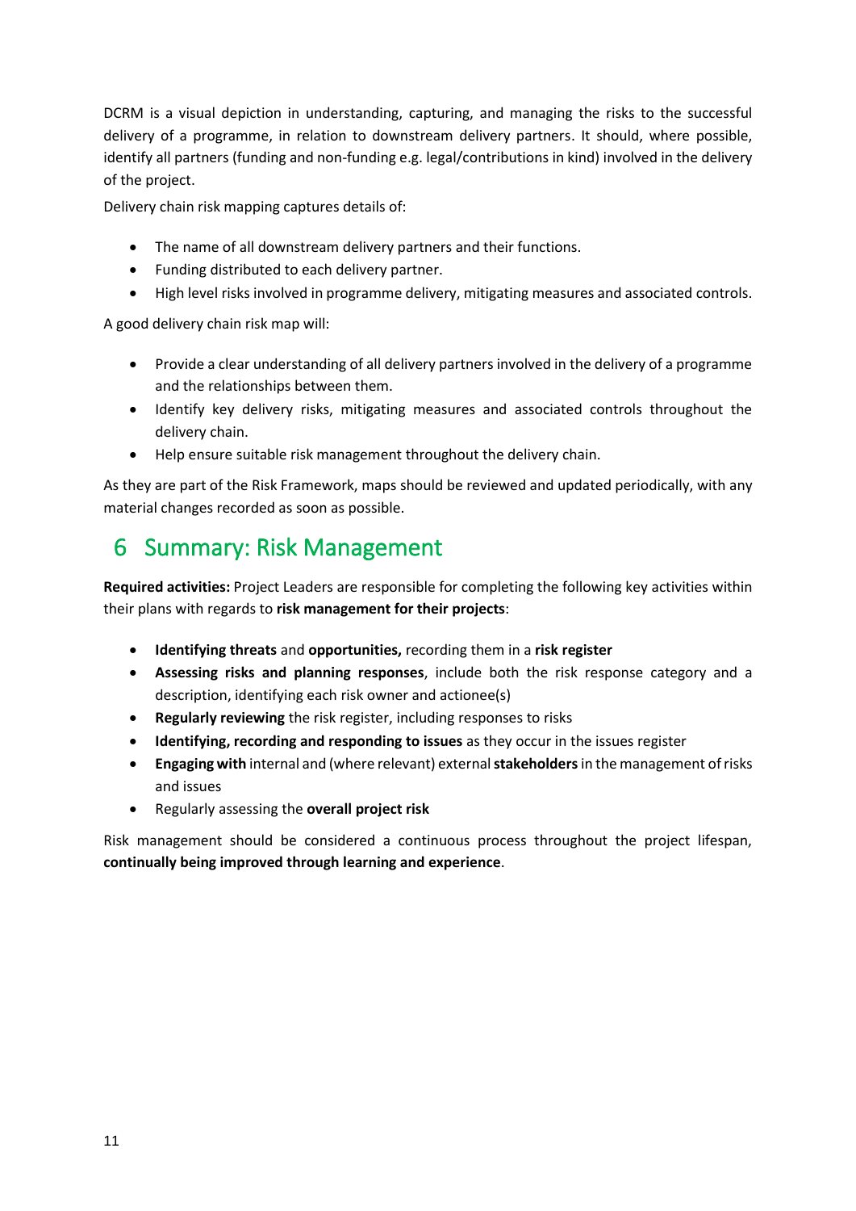DCRM is a visual depiction in understanding, capturing, and managing the risks to the successful delivery of a programme, in relation to downstream delivery partners. It should, where possible, identify all partners (funding and non-funding e.g. legal/contributions in kind) involved in the delivery of the project.

Delivery chain risk mapping captures details of:

- The name of all downstream delivery partners and their functions.
- Funding distributed to each delivery partner.
- High level risks involved in programme delivery, mitigating measures and associated controls.

A good delivery chain risk map will:

- Provide a clear understanding of all delivery partners involved in the delivery of a programme and the relationships between them.
- Identify key delivery risks, mitigating measures and associated controls throughout the delivery chain.
- Help ensure suitable risk management throughout the delivery chain.

As they are part of the Risk Framework, maps should be reviewed and updated periodically, with any material changes recorded as soon as possible.

# 6 Summary: Risk Management

**Required activities:** Project Leaders are responsible for completing the following key activities within their plans with regards to **risk management for their projects**:

- **Identifying threats** and **opportunities,** recording them in a **risk register**
- **Assessing risks and planning responses**, include both the risk response category and a description, identifying each risk owner and actionee(s)
- **Regularly reviewing** the risk register, including responses to risks
- **Identifying, recording and responding to issues** as they occur in the issues register
- **Engaging with** internal and (where relevant) external **stakeholders** in the management of risks and issues
- Regularly assessing the **overall project risk**

Risk management should be considered a continuous process throughout the project lifespan, **continually being improved through learning and experience**.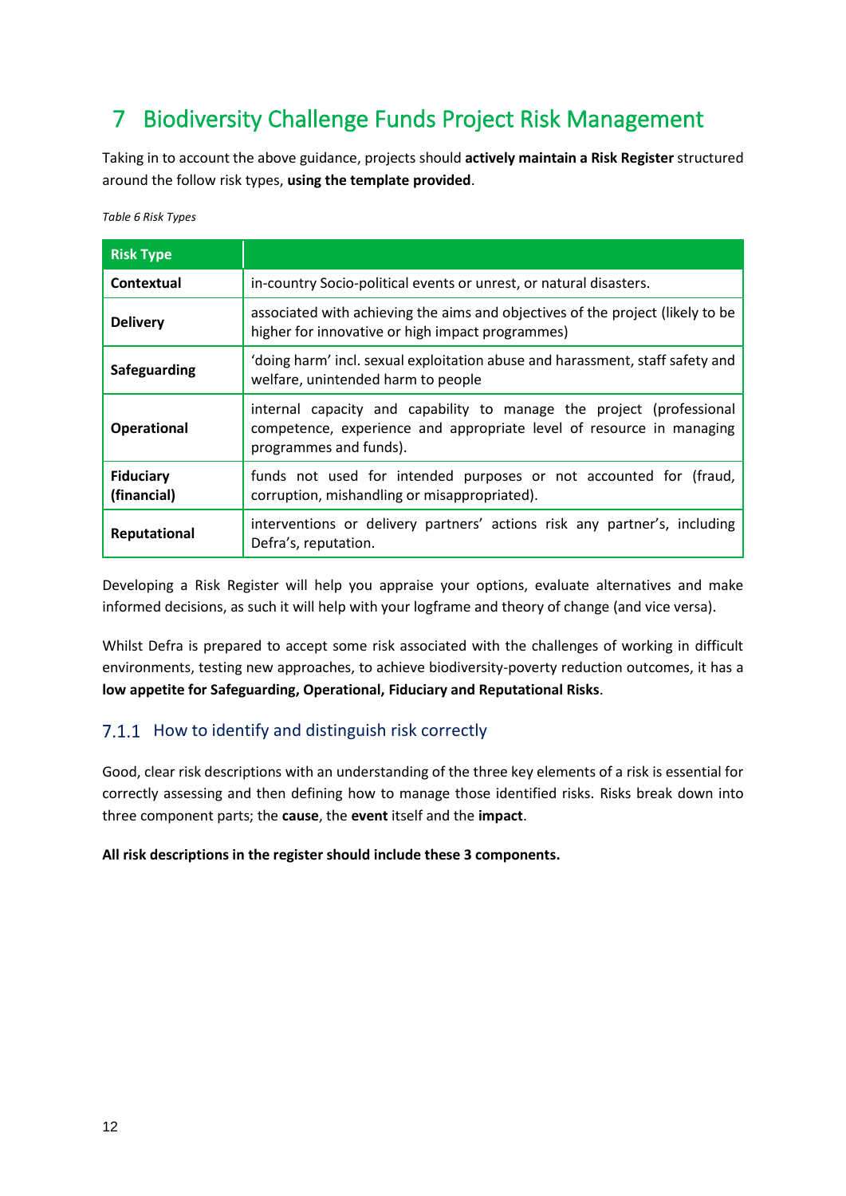# 7 Biodiversity Challenge Funds Project Risk Management

Taking in to account the above guidance, projects should **actively maintain a Risk Register** structured around the follow risk types, **using the template provided**.

*Table 6 Risk Types*

| Risk Type | |
|---|---|
| **Contextual** | in-country Socio-political events or unrest, or natural disasters. |
| **Delivery** | associated with achieving the aims and objectives of the project (likely to be higher for innovative or high impact programmes) |
| **Safeguarding** | 'doing harm' incl. sexual exploitation abuse and harassment, staff safety and welfare, unintended harm to people |
| **Operational** | internal capacity and capability to manage the project (professional competence, experience and appropriate level of resource in managing programmes and funds). |
| **Fiduciary (financial)** | funds not used for intended purposes or not accounted for (fraud, corruption, mishandling or misappropriated). |
| **Reputational** | interventions or delivery partners' actions risk any partner's, including Defra's, reputation. |

Developing a Risk Register will help you appraise your options, evaluate alternatives and make informed decisions, as such it will help with your logframe and theory of change (and vice versa).

Whilst Defra is prepared to accept some risk associated with the challenges of working in difficult environments, testing new approaches, to achieve biodiversity-poverty reduction outcomes, it has a **low appetite for Safeguarding, Operational, Fiduciary and Reputational Risks**.

### 7.1.1 How to identify and distinguish risk correctly

Good, clear risk descriptions with an understanding of the three key elements of a risk is essential for correctly assessing and then defining how to manage those identified risks. Risks break down into three component parts; the **cause**, the **event** itself and the **impact**.

**All risk descriptions in the register should include these 3 components.**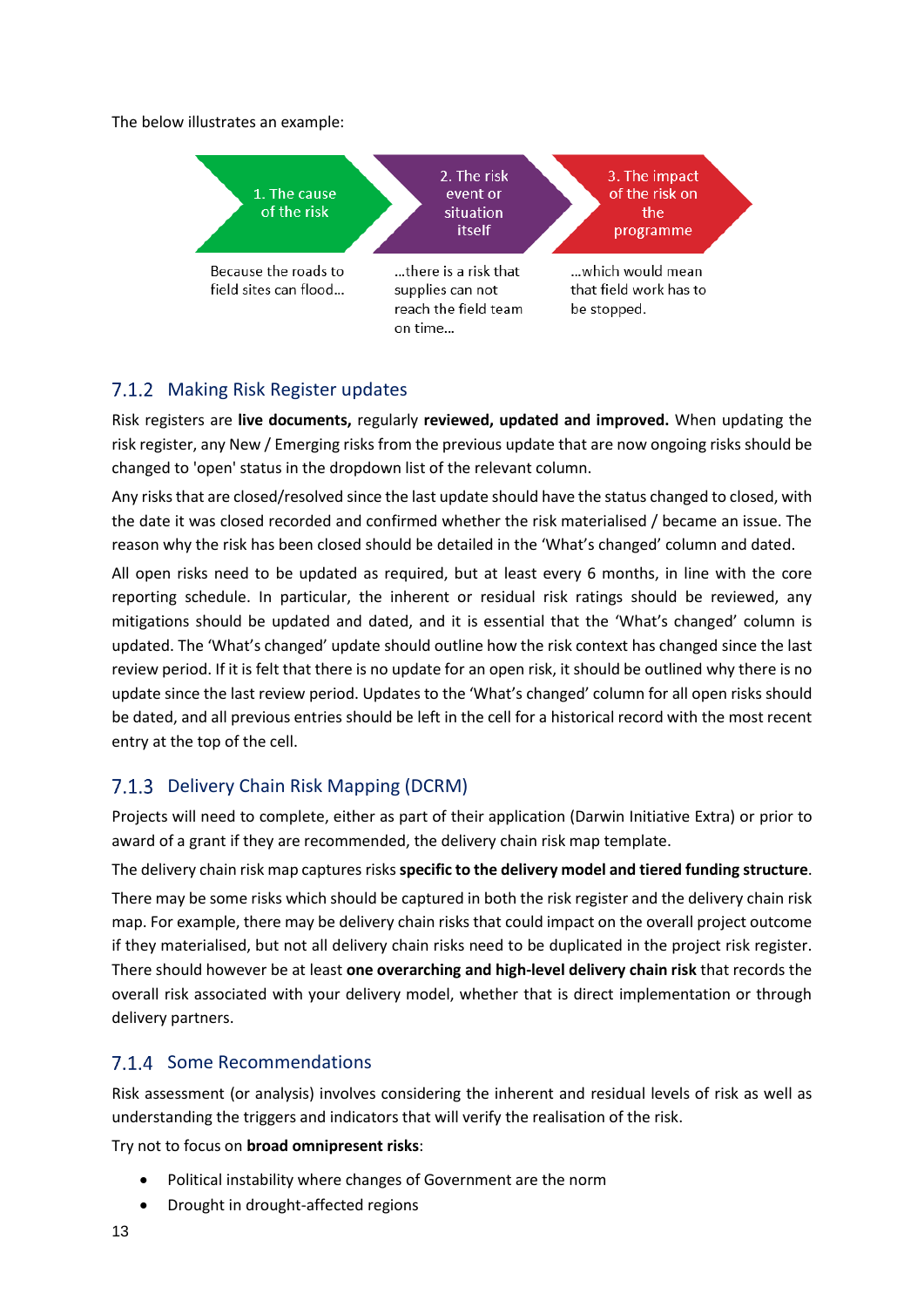The below illustrates an example:

| 1. The cause of the risk | 2. The risk event or situation itself | 3. The impact of the risk on the programme |
| --- | --- | --- |
| Because the roads to field sites can flood… | …there is a risk that supplies can not reach the field team on time… | …which would mean that field work has to be stopped. |

### 7.1.2 Making Risk Register updates

Risk registers are **live documents,** regularly **reviewed, updated and improved.** When updating the risk register, any New / Emerging risks from the previous update that are now ongoing risks should be changed to 'open' status in the dropdown list of the relevant column.

Any risks that are closed/resolved since the last update should have the status changed to closed, with the date it was closed recorded and confirmed whether the risk materialised / became an issue. The reason why the risk has been closed should be detailed in the 'What's changed' column and dated.

All open risks need to be updated as required, but at least every 6 months, in line with the core reporting schedule. In particular, the inherent or residual risk ratings should be reviewed, any mitigations should be updated and dated, and it is essential that the 'What's changed' column is updated. The 'What's changed' update should outline how the risk context has changed since the last review period. If it is felt that there is no update for an open risk, it should be outlined why there is no update since the last review period. Updates to the 'What's changed' column for all open risks should be dated, and all previous entries should be left in the cell for a historical record with the most recent entry at the top of the cell.

### 7.1.3 Delivery Chain Risk Mapping (DCRM)

Projects will need to complete, either as part of their application (Darwin Initiative Extra) or prior to award of a grant if they are recommended, the delivery chain risk map template.

The delivery chain risk map captures risks **specific to the delivery model and tiered funding structure**.

There may be some risks which should be captured in both the risk register and the delivery chain risk map. For example, there may be delivery chain risks that could impact on the overall project outcome if they materialised, but not all delivery chain risks need to be duplicated in the project risk register. There should however be at least **one overarching and high-level delivery chain risk** that records the overall risk associated with your delivery model, whether that is direct implementation or through delivery partners.

### 7.1.4 Some Recommendations

Risk assessment (or analysis) involves considering the inherent and residual levels of risk as well as understanding the triggers and indicators that will verify the realisation of the risk.

Try not to focus on **broad omnipresent risks**:

- Political instability where changes of Government are the norm
- Drought in drought-affected regions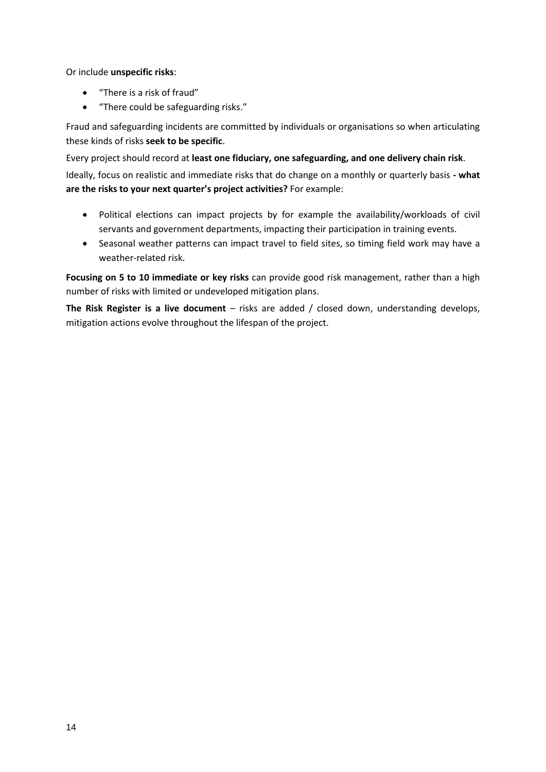Or include **unspecific risks**:

- "There is a risk of fraud"
- "There could be safeguarding risks."

Fraud and safeguarding incidents are committed by individuals or organisations so when articulating these kinds of risks **seek to be specific**.

Every project should record at **least one fiduciary, one safeguarding, and one delivery chain risk**.

Ideally, focus on realistic and immediate risks that do change on a monthly or quarterly basis **- what are the risks to your next quarter's project activities?** For example:

- Political elections can impact projects by for example the availability/workloads of civil servants and government departments, impacting their participation in training events.
- Seasonal weather patterns can impact travel to field sites, so timing field work may have a weather-related risk.

**Focusing on 5 to 10 immediate or key risks** can provide good risk management, rather than a high number of risks with limited or undeveloped mitigation plans.

**The Risk Register is a live document** – risks are added / closed down, understanding develops, mitigation actions evolve throughout the lifespan of the project.